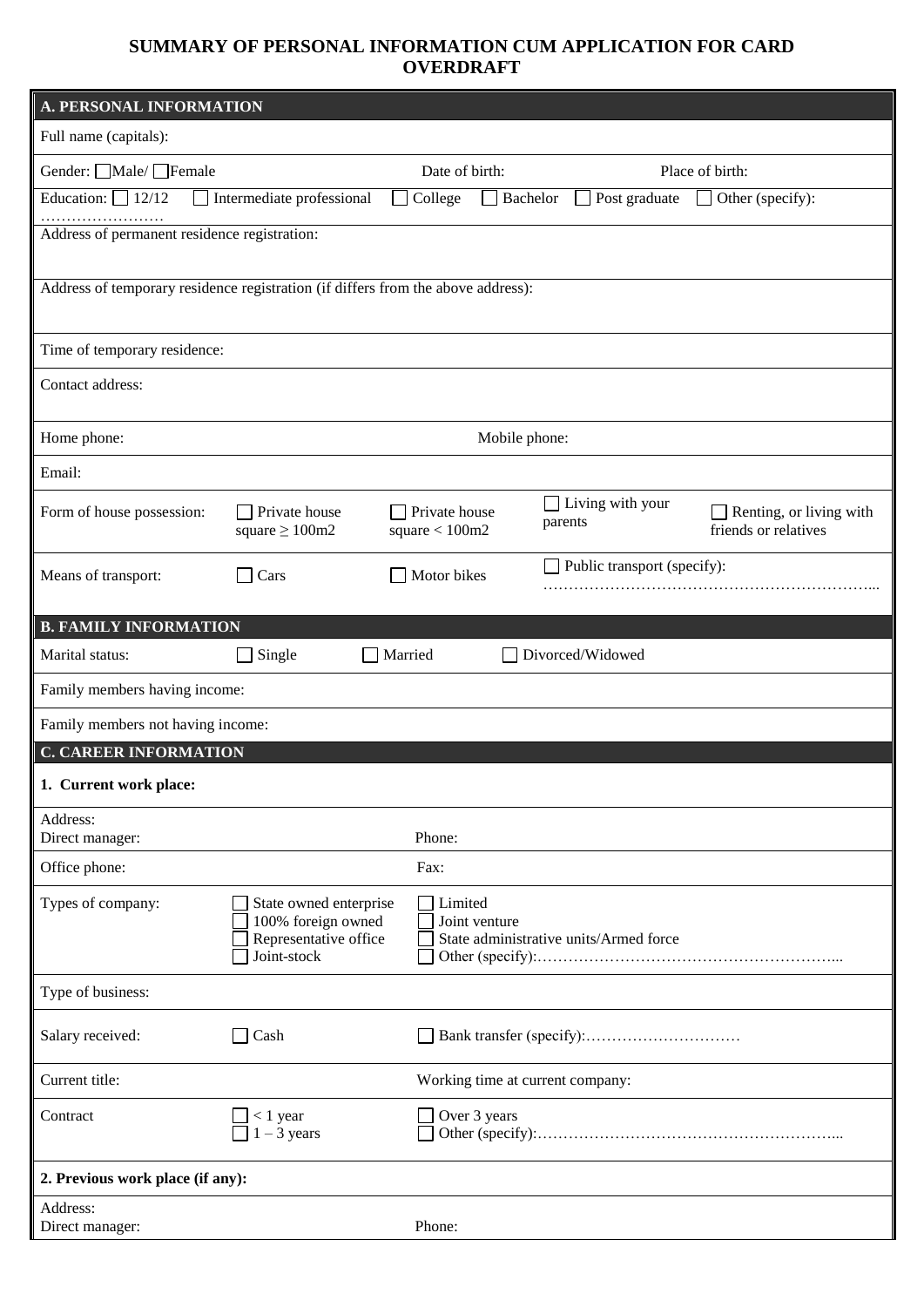# SUMMARY OF PERSONAL INFORMATION CUM APPLICATION FOR CARD OVERDRAFT

## A. PERSONAL INFORMATION

Full name (capitals):

Gender: ☐ Male/ ☐ Female    Date of birth:    Place of birth:

Education: ☐ 12/12 ☐ Intermediate professional ☐ College ☐ Bachelor ☐ Post graduate ☐ Other (specify): ……………………

Address of permanent residence registration:

Address of temporary residence registration (if differs from the above address):

Time of temporary residence:

Contact address:

Home phone:    Mobile phone:

Email:

Form of house possession: ☐ Private house square ≥ 100m2 ☐ Private house square < 100m2 ☐ Living with your parents ☐ Renting, or living with friends or relatives

Means of transport: ☐ Cars ☐ Motor bikes ☐ Public transport (specify): ………………………………………………………...

## B. FAMILY INFORMATION

Marital status: ☐ Single ☐ Married ☐ Divorced/Widowed

Family members having income:

Family members not having income:

## C. CAREER INFORMATION

**1. Current work place:**

Address:
Direct manager:    Phone:

Office phone:    Fax:

Types of company:
☐ State owned enterprise ☐ Limited
☐ 100% foreign owned ☐ Joint venture
☐ Representative office ☐ State administrative units/Armed force
☐ Joint-stock ☐ Other (specify):…………………………………………………...

Type of business:

Salary received: ☐ Cash ☐ Bank transfer (specify):…………………………

Current title:    Working time at current company:

Contract: ☐ < 1 year ☐ Over 3 years
☐ 1 – 3 years ☐ Other (specify):…………………………………………………...

**2. Previous work place (if any):**

Address:
Direct manager:    Phone: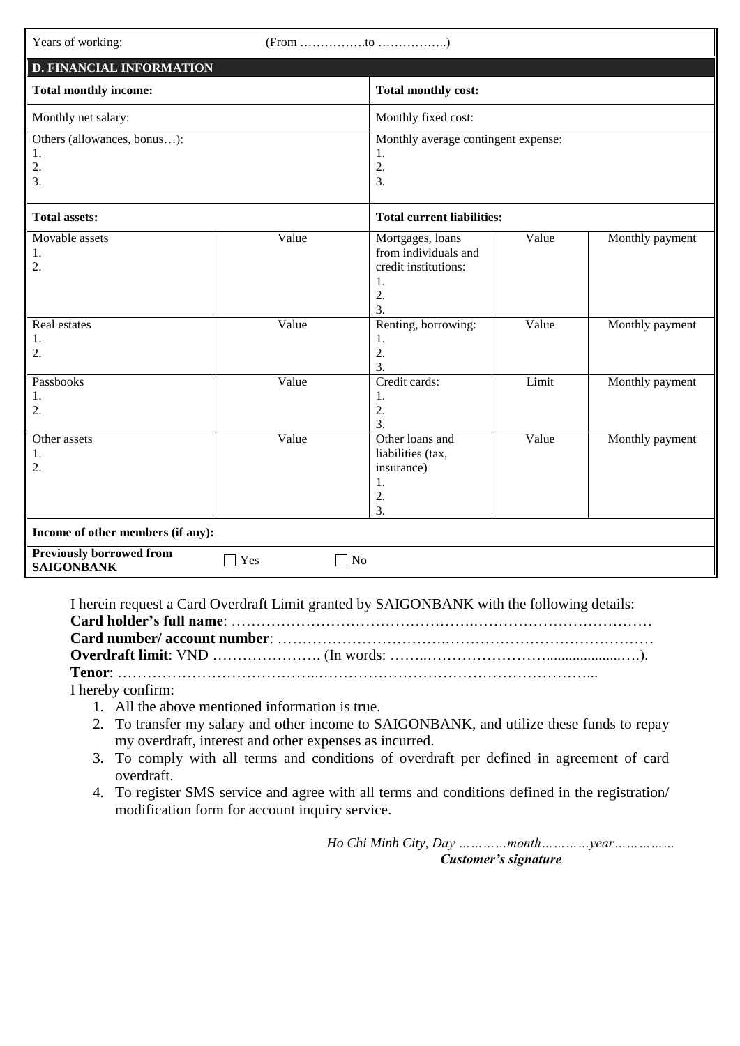| Years of working: | (From …………….to ……………..) | | | |
|---|---|---|---|---|
| **D. FINANCIAL INFORMATION** | | | | |
| **Total monthly income:** | | **Total monthly cost:** | | |
| Monthly net salary: | | Monthly fixed cost: | | |
| Others (allowances, bonus…):<br>1.<br>2.<br>3. | | Monthly average contingent expense:<br>1.<br>2.<br>3. | | |
| **Total assets:** | | **Total current liabilities:** | | |
| Movable assets<br>1.<br>2. | Value | Mortgages, loans from individuals and credit institutions:<br>1.<br>2.<br>3. | Value | Monthly payment |
| Real estates<br>1.<br>2. | Value | Renting, borrowing:<br>1.<br>2.<br>3. | Value | Monthly payment |
| Passbooks<br>1.<br>2. | Value | Credit cards:<br>1.<br>2.<br>3. | Limit | Monthly payment |
| Other assets<br>1.<br>2. | Value | Other loans and liabilities (tax, insurance)<br>1.<br>2.<br>3. | Value | Monthly payment |
| **Income of other members (if any):** | | | | |
| **Previously borrowed from SAIGONBANK** | ☐ Yes ☐ No | | | |

I herein request a Card Overdraft Limit granted by SAIGONBANK with the following details:

**Card holder's full name**: …………………………………………..………………………………

**Card number/ account number**: ……………………………..……………………………………

**Overdraft limit**: VND …………………. (In words: ……..……………………...................….).

**Tenor**: ………………………………..………………………………………………...

I hereby confirm:

1. All the above mentioned information is true.
2. To transfer my salary and other income to SAIGONBANK, and utilize these funds to repay my overdraft, interest and other expenses as incurred.
3. To comply with all terms and conditions of overdraft per defined in agreement of card overdraft.
4. To register SMS service and agree with all terms and conditions defined in the registration/ modification form for account inquiry service.

*Ho Chi Minh City, Day …………month…………year……………*

***Customer's signature***